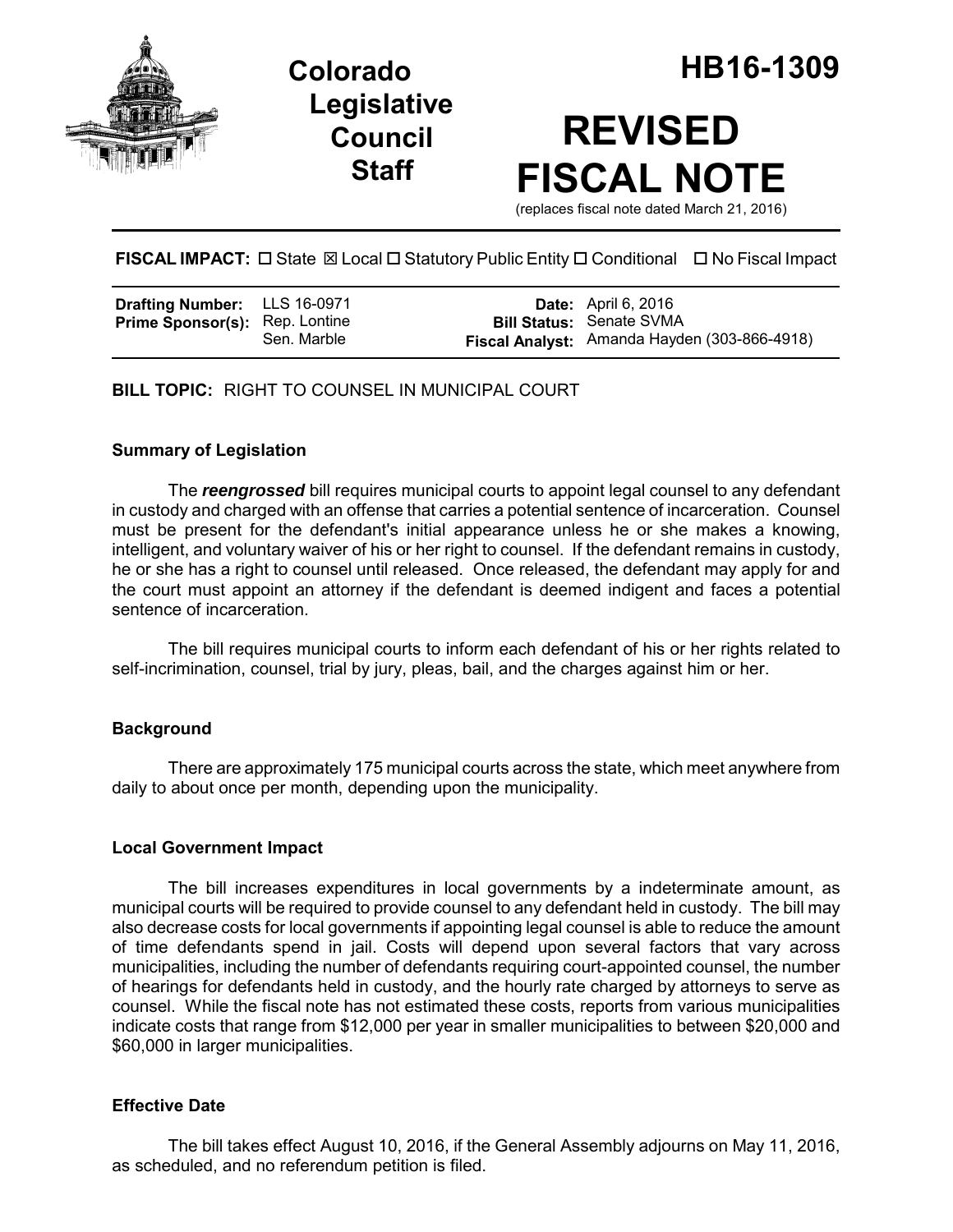# Colorado Legislative Council Staff

# HB16-1309

# REVISED FISCAL NOTE

(replaces fiscal note dated March 21, 2016)

**FISCAL IMPACT:** ☐ State ☒ Local ☐ Statutory Public Entity ☐ Conditional ☐ No Fiscal Impact

| | | | |
|---|---|---|---|
| **Drafting Number:** | LLS 16-0971 | **Date:** | April 6, 2016 |
| **Prime Sponsor(s):** | Rep. Lontine<br>Sen. Marble | **Bill Status:** | Senate SVMA |
| | | **Fiscal Analyst:** | Amanda Hayden (303-866-4918) |

**BILL TOPIC:** RIGHT TO COUNSEL IN MUNICIPAL COURT

### Summary of Legislation

The ***reengrossed*** bill requires municipal courts to appoint legal counsel to any defendant in custody and charged with an offense that carries a potential sentence of incarceration. Counsel must be present for the defendant's initial appearance unless he or she makes a knowing, intelligent, and voluntary waiver of his or her right to counsel. If the defendant remains in custody, he or she has a right to counsel until released. Once released, the defendant may apply for and the court must appoint an attorney if the defendant is deemed indigent and faces a potential sentence of incarceration.

The bill requires municipal courts to inform each defendant of his or her rights related to self-incrimination, counsel, trial by jury, pleas, bail, and the charges against him or her.

### Background

There are approximately 175 municipal courts across the state, which meet anywhere from daily to about once per month, depending upon the municipality.

### Local Government Impact

The bill increases expenditures in local governments by a indeterminate amount, as municipal courts will be required to provide counsel to any defendant held in custody. The bill may also decrease costs for local governments if appointing legal counsel is able to reduce the amount of time defendants spend in jail. Costs will depend upon several factors that vary across municipalities, including the number of defendants requiring court-appointed counsel, the number of hearings for defendants held in custody, and the hourly rate charged by attorneys to serve as counsel. While the fiscal note has not estimated these costs, reports from various municipalities indicate costs that range from $12,000 per year in smaller municipalities to between $20,000 and $60,000 in larger municipalities.

### Effective Date

The bill takes effect August 10, 2016, if the General Assembly adjourns on May 11, 2016, as scheduled, and no referendum petition is filed.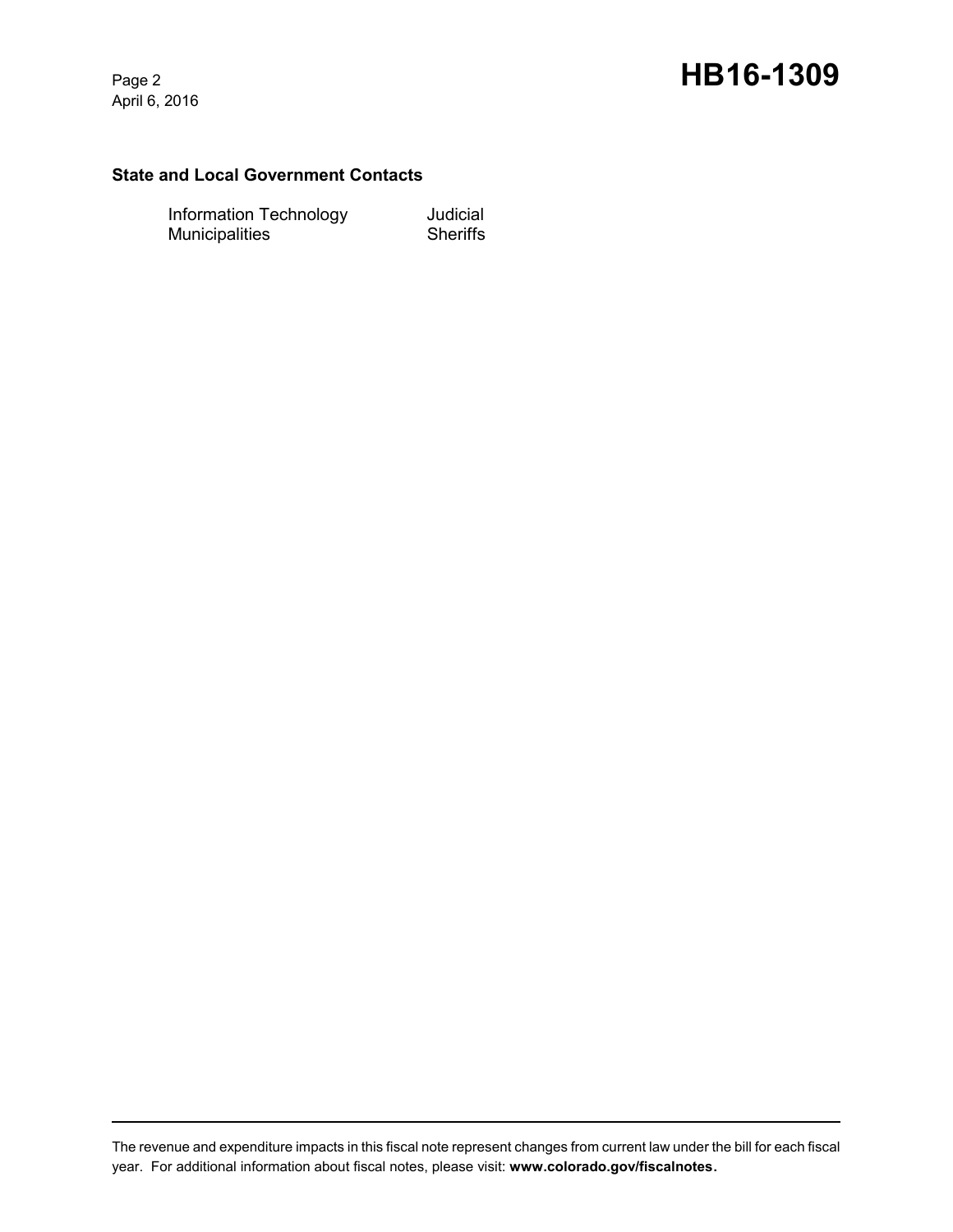### State and Local Government Contacts

| | |
|---|---|
| Information Technology | Judicial |
| Municipalities | Sheriffs |

The revenue and expenditure impacts in this fiscal note represent changes from current law under the bill for each fiscal year. For additional information about fiscal notes, please visit: **www.colorado.gov/fiscalnotes.**